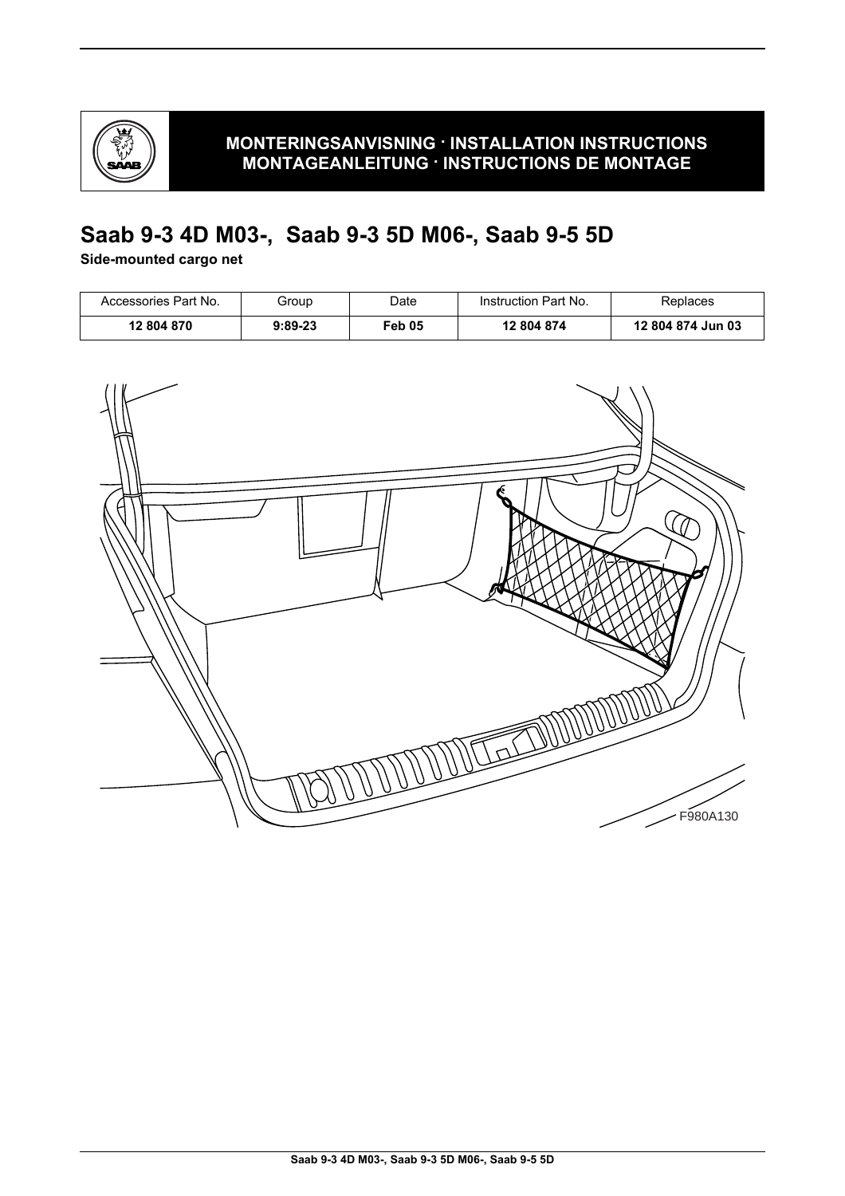MONTERINGSANVISNING · INSTALLATION INSTRUCTIONS
MONTAGEANLEITUNG · INSTRUCTIONS DE MONTAGE

# Saab 9-3 4D M03-, Saab 9-3 5D M06-, Saab 9-5 5D

**Side-mounted cargo net**

| Accessories Part No. | Group | Date | Instruction Part No. | Replaces |
|---|---|---|---|---|
| **12 804 870** | **9:89-23** | **Feb 05** | **12 804 874** | **12 804 874 Jun 03** |

F980A130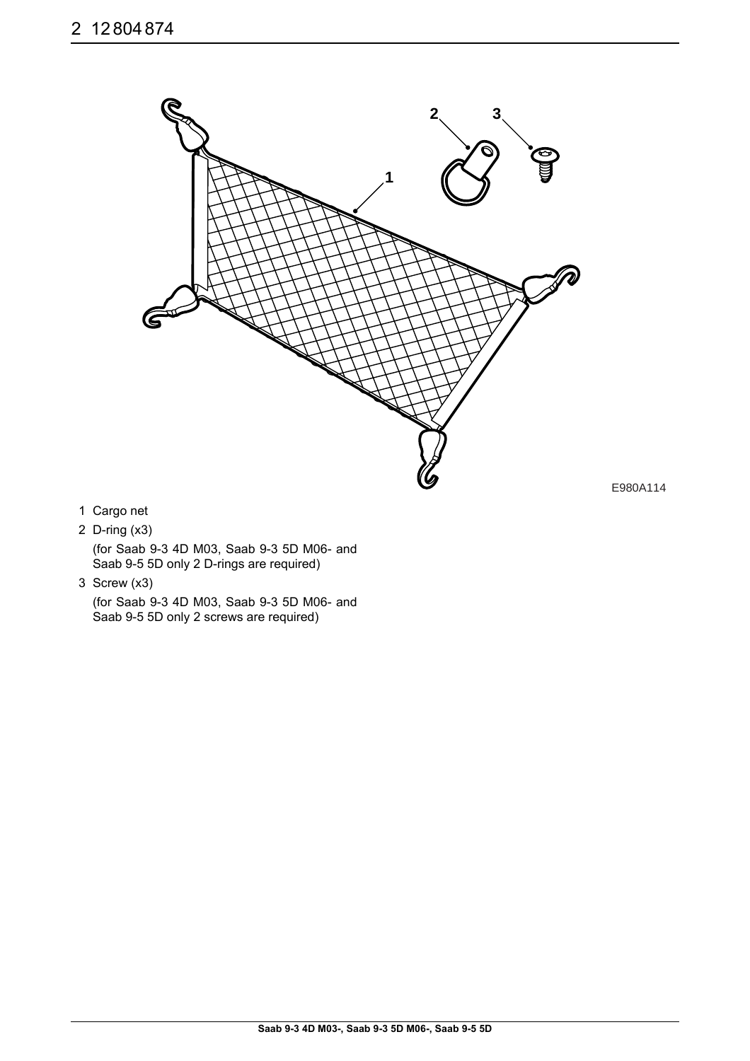E980A114

1 Cargo net

2 D-ring (x3)

   (for Saab 9-3 4D M03, Saab 9-3 5D M06- and Saab 9-5 5D only 2 D-rings are required)

3 Screw (x3)

   (for Saab 9-3 4D M03, Saab 9-3 5D M06- and Saab 9-5 5D only 2 screws are required)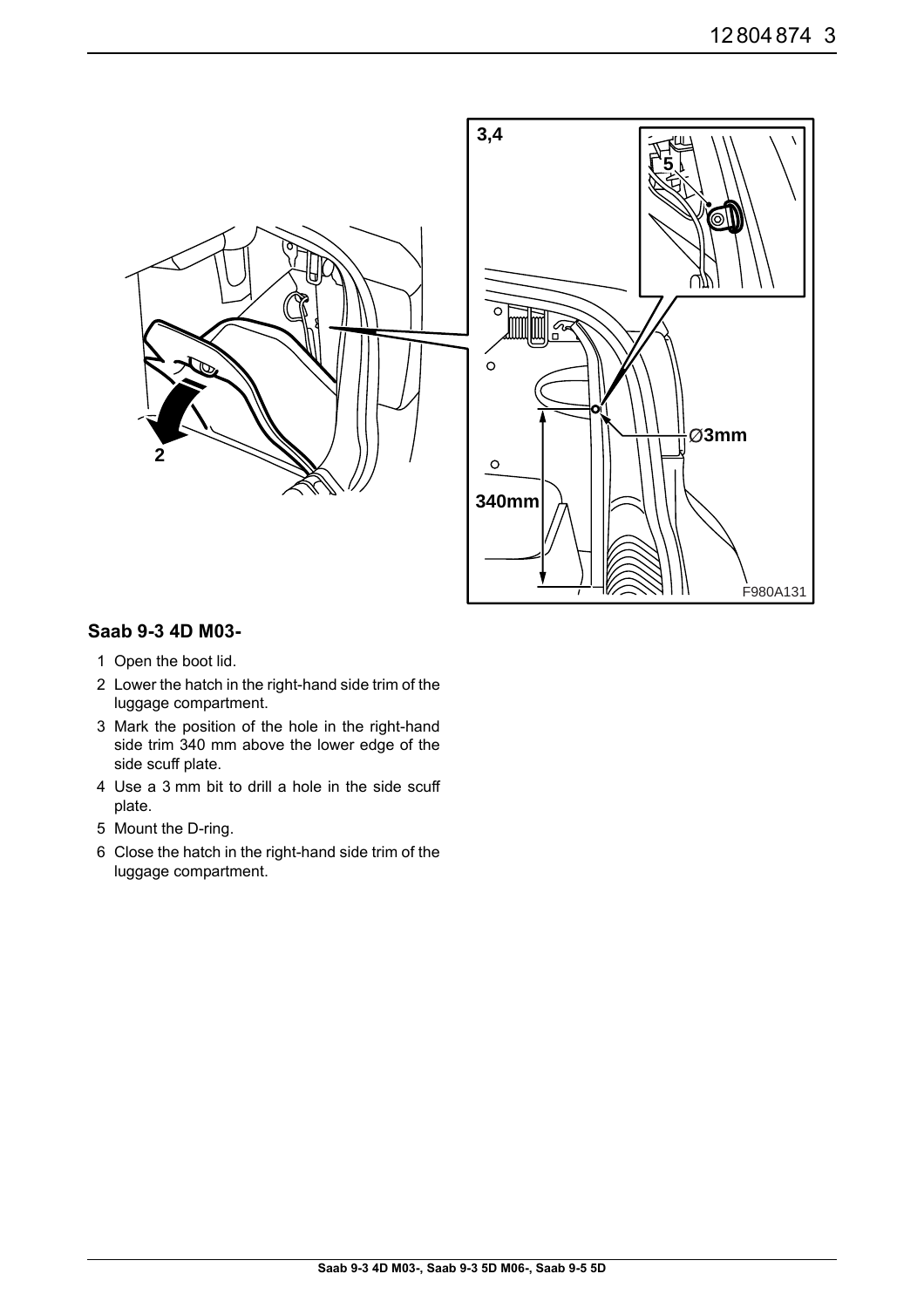## Saab 9-3 4D M03-

1. Open the boot lid.
2. Lower the hatch in the right-hand side trim of the luggage compartment.
3. Mark the position of the hole in the right-hand side trim 340 mm above the lower edge of the side scuff plate.
4. Use a 3 mm bit to drill a hole in the side scuff plate.
5. Mount the D-ring.
6. Close the hatch in the right-hand side trim of the luggage compartment.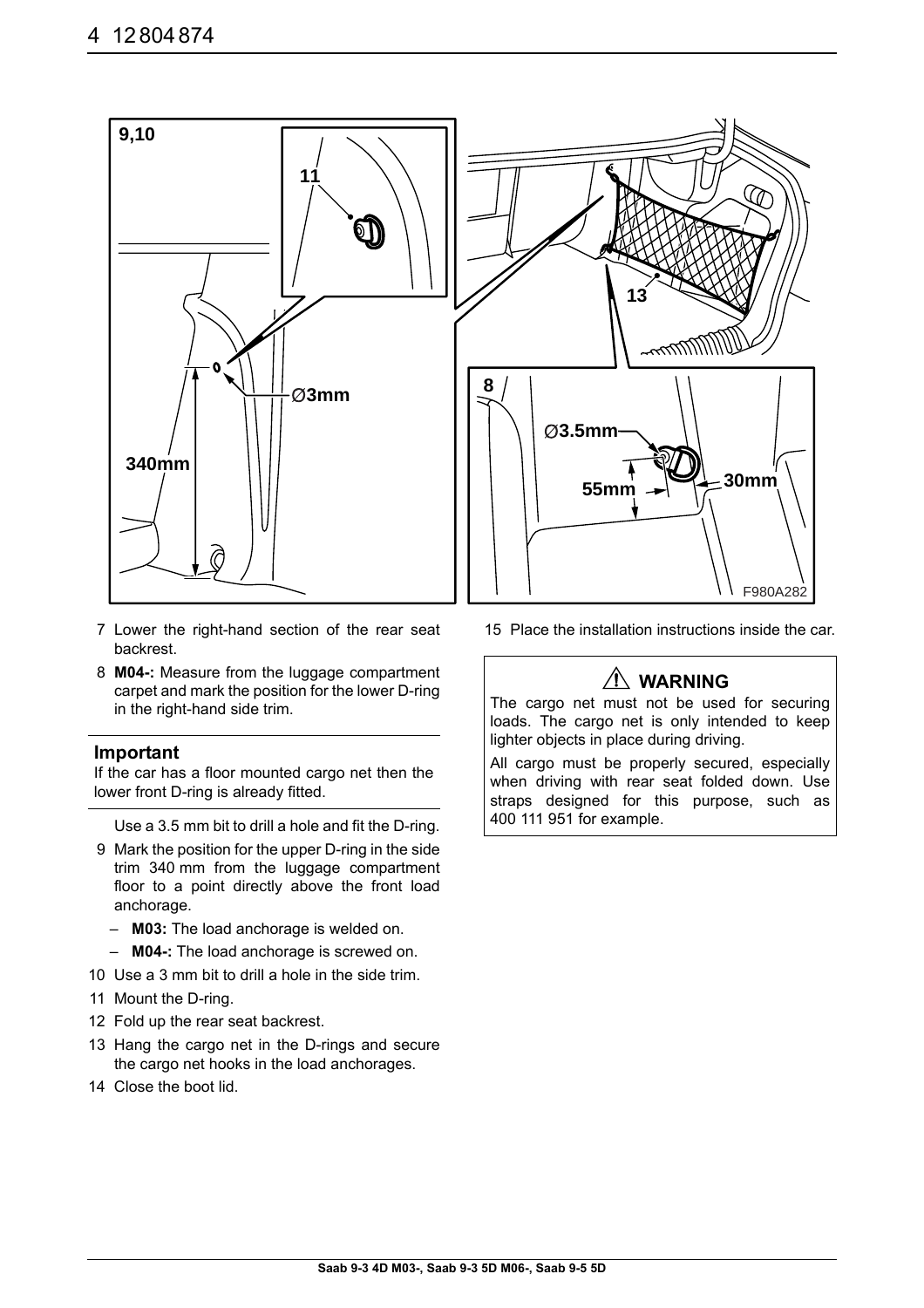7 Lower the right-hand section of the rear seat backrest.

8 **M04-:** Measure from the luggage compartment carpet and mark the position for the lower D-ring in the right-hand side trim.

**Important**

If the car has a floor mounted cargo net then the lower front D-ring is already fitted.

Use a 3.5 mm bit to drill a hole and fit the D-ring.

9 Mark the position for the upper D-ring in the side trim 340 mm from the luggage compartment floor to a point directly above the front load anchorage.

- **M03:** The load anchorage is welded on.
- **M04-:** The load anchorage is screwed on.

10 Use a 3 mm bit to drill a hole in the side trim.

11 Mount the D-ring.

12 Fold up the rear seat backrest.

13 Hang the cargo net in the D-rings and secure the cargo net hooks in the load anchorages.

14 Close the boot lid.

15 Place the installation instructions inside the car.

**⚠ WARNING**

The cargo net must not be used for securing loads. The cargo net is only intended to keep lighter objects in place during driving.

All cargo must be properly secured, especially when driving with rear seat folded down. Use straps designed for this purpose, such as 400 111 951 for example.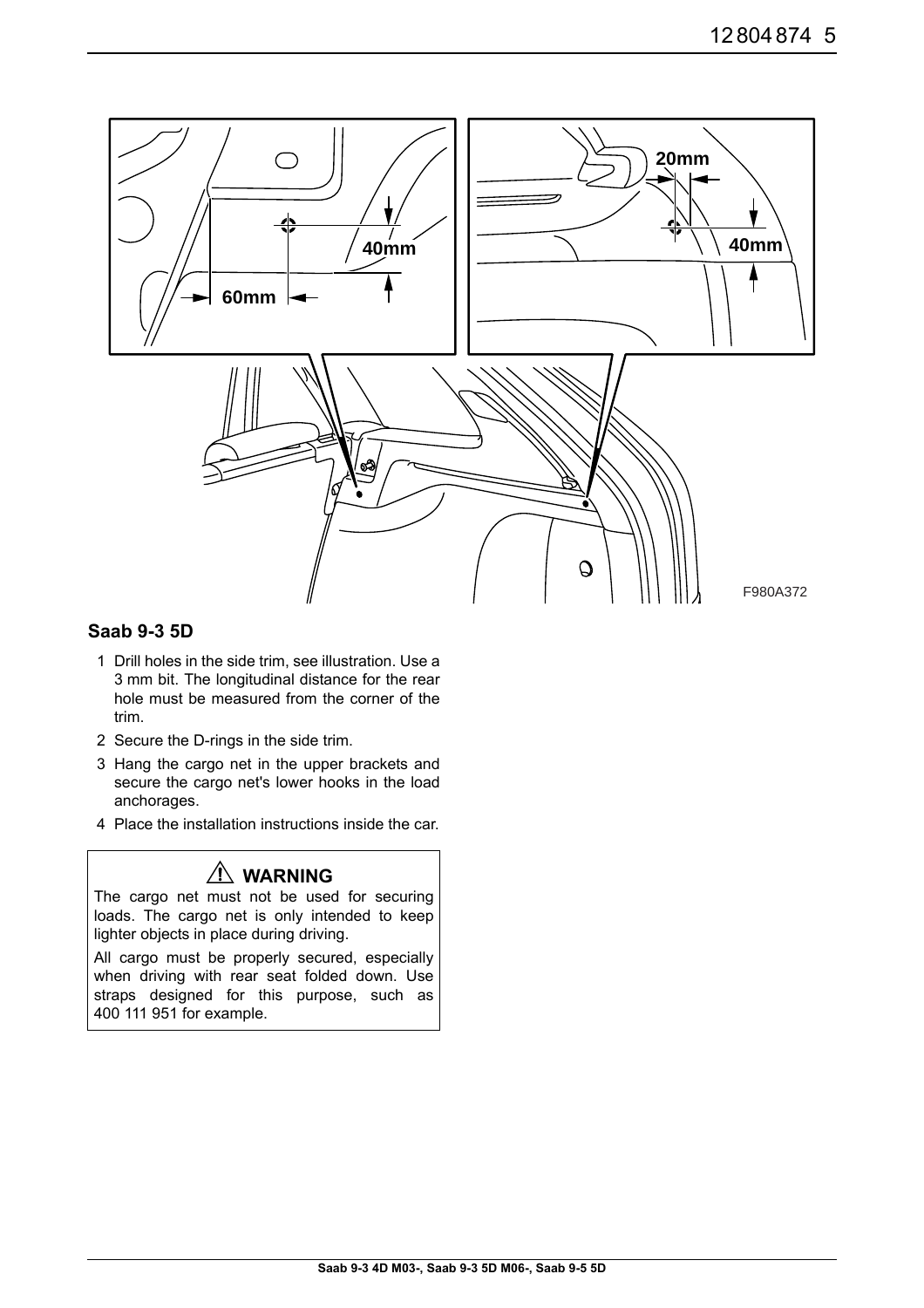## Saab 9-3 5D

1. Drill holes in the side trim, see illustration. Use a 3 mm bit. The longitudinal distance for the rear hole must be measured from the corner of the trim.
2. Secure the D-rings in the side trim.
3. Hang the cargo net in the upper brackets and secure the cargo net's lower hooks in the load anchorages.
4. Place the installation instructions inside the car.

> ⚠ **WARNING**
>
> The cargo net must not be used for securing loads. The cargo net is only intended to keep lighter objects in place during driving.
>
> All cargo must be properly secured, especially when driving with rear seat folded down. Use straps designed for this purpose, such as 400 111 951 for example.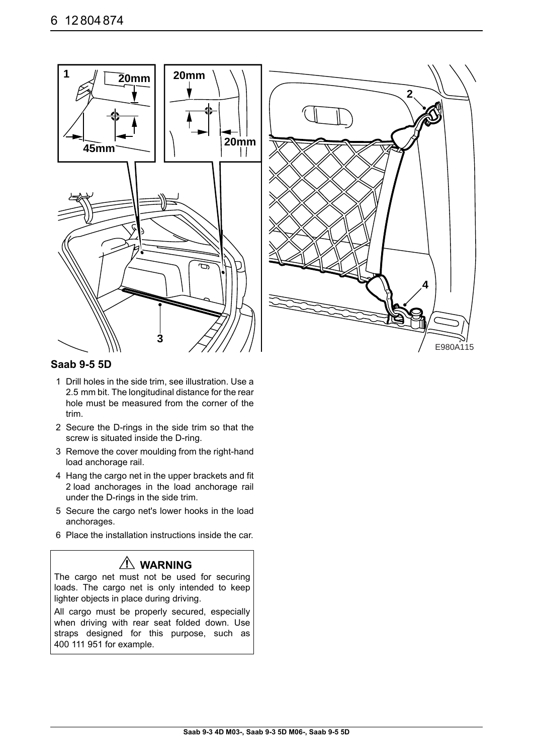1
20mm
45mm
20mm
20mm
2
3
4
E980A115

## Saab 9-5 5D

1. Drill holes in the side trim, see illustration. Use a 2.5 mm bit. The longitudinal distance for the rear hole must be measured from the corner of the trim.
2. Secure the D-rings in the side trim so that the screw is situated inside the D-ring.
3. Remove the cover moulding from the right-hand load anchorage rail.
4. Hang the cargo net in the upper brackets and fit 2 load anchorages in the load anchorage rail under the D-rings in the side trim.
5. Secure the cargo net's lower hooks in the load anchorages.
6. Place the installation instructions inside the car.

> ⚠ **WARNING**
>
> The cargo net must not be used for securing loads. The cargo net is only intended to keep lighter objects in place during driving.
>
> All cargo must be properly secured, especially when driving with rear seat folded down. Use straps designed for this purpose, such as 400 111 951 for example.